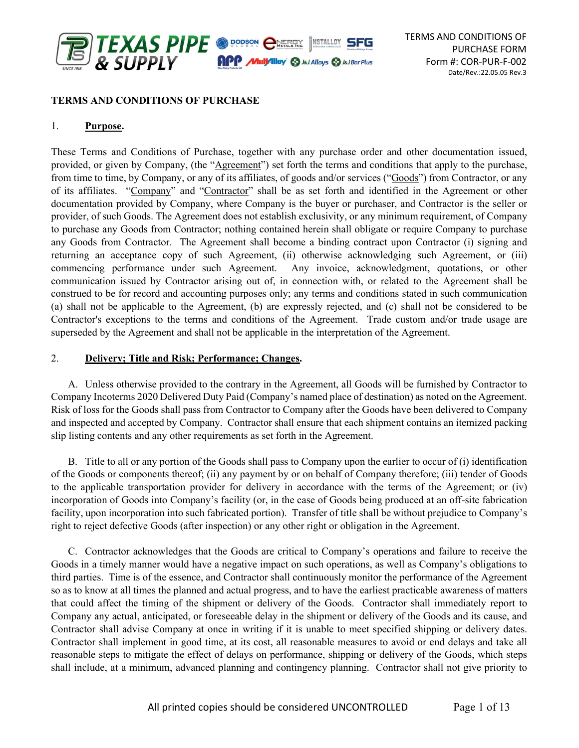# TERMS AND CONDITIONS OF PURCHASE

## 1. Purpose.

These Terms and Conditions of Purchase, together with any purchase order and other documentation issued, provided, or given by Company, (the "Agreement") set forth the terms and conditions that apply to the purchase, from time to time, by Company, or any of its affiliates, of goods and/or services ("Goods") from Contractor, or any of its affiliates. "Company" and "Contractor" shall be as set forth and identified in the Agreement or other documentation provided by Company, where Company is the buyer or purchaser, and Contractor is the seller or provider, of such Goods. The Agreement does not establish exclusivity, or any minimum requirement, of Company to purchase any Goods from Contractor; nothing contained herein shall obligate or require Company to purchase any Goods from Contractor. The Agreement shall become a binding contract upon Contractor (i) signing and returning an acceptance copy of such Agreement, (ii) otherwise acknowledging such Agreement, or (iii) commencing performance under such Agreement. Any invoice, acknowledgment, quotations, or other communication issued by Contractor arising out of, in connection with, or related to the Agreement shall be construed to be for record and accounting purposes only; any terms and conditions stated in such communication (a) shall not be applicable to the Agreement, (b) are expressly rejected, and (c) shall not be considered to be Contractor's exceptions to the terms and conditions of the Agreement. Trade custom and/or trade usage are superseded by the Agreement and shall not be applicable in the interpretation of the Agreement.

## 2. Delivery; Title and Risk; Performance; Changes.

A. Unless otherwise provided to the contrary in the Agreement, all Goods will be furnished by Contractor to Company Incoterms 2020 Delivered Duty Paid (Company's named place of destination) as noted on the Agreement. Risk of loss for the Goods shall pass from Contractor to Company after the Goods have been delivered to Company and inspected and accepted by Company. Contractor shall ensure that each shipment contains an itemized packing slip listing contents and any other requirements as set forth in the Agreement.

B. Title to all or any portion of the Goods shall pass to Company upon the earlier to occur of (i) identification of the Goods or components thereof; (ii) any payment by or on behalf of Company therefore; (iii) tender of Goods to the applicable transportation provider for delivery in accordance with the terms of the Agreement; or (iv) incorporation of Goods into Company's facility (or, in the case of Goods being produced at an off-site fabrication facility, upon incorporation into such fabricated portion). Transfer of title shall be without prejudice to Company's right to reject defective Goods (after inspection) or any other right or obligation in the Agreement.

C. Contractor acknowledges that the Goods are critical to Company's operations and failure to receive the Goods in a timely manner would have a negative impact on such operations, as well as Company's obligations to third parties. Time is of the essence, and Contractor shall continuously monitor the performance of the Agreement so as to know at all times the planned and actual progress, and to have the earliest practicable awareness of matters that could affect the timing of the shipment or delivery of the Goods. Contractor shall immediately report to Company any actual, anticipated, or foreseeable delay in the shipment or delivery of the Goods and its cause, and Contractor shall advise Company at once in writing if it is unable to meet specified shipping or delivery dates. Contractor shall implement in good time, at its cost, all reasonable measures to avoid or end delays and take all reasonable steps to mitigate the effect of delays on performance, shipping or delivery of the Goods, which steps shall include, at a minimum, advanced planning and contingency planning. Contractor shall not give priority to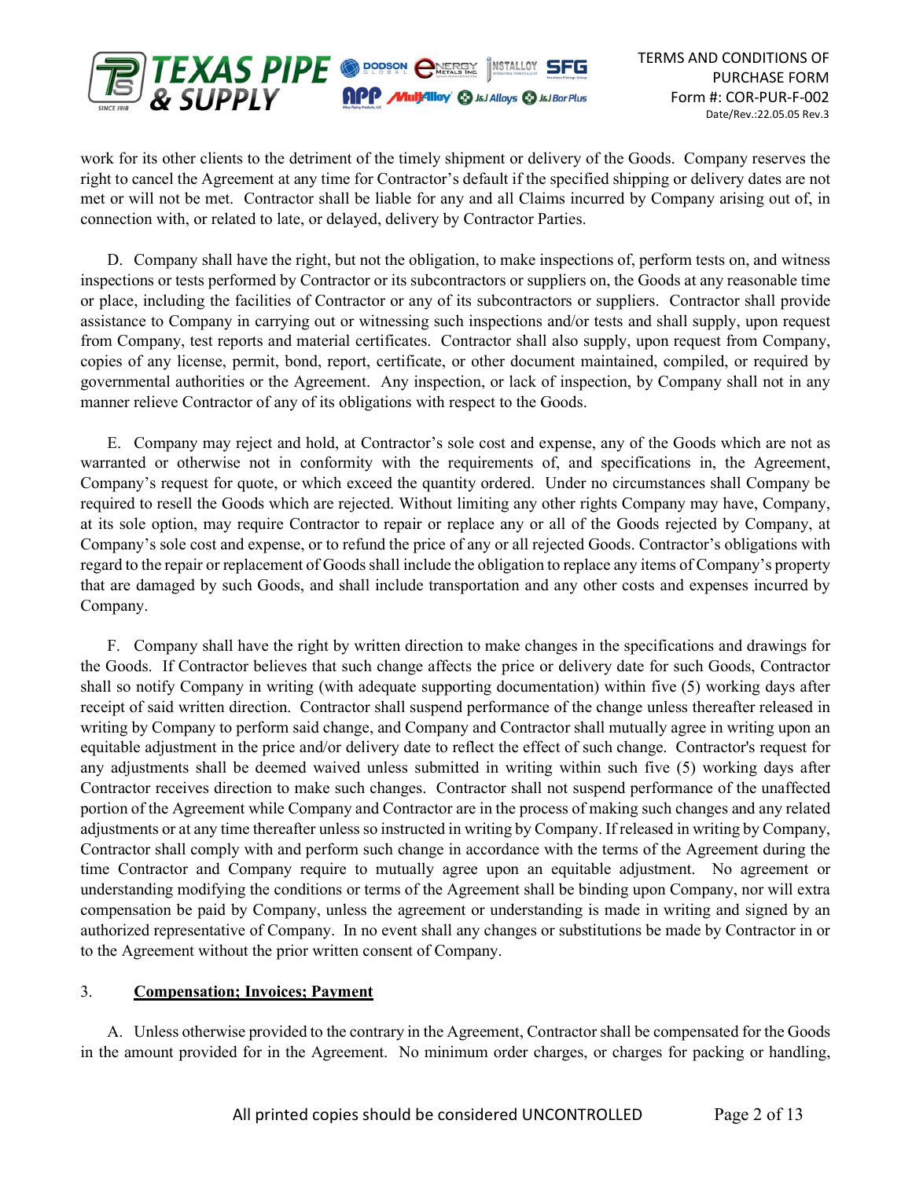work for its other clients to the detriment of the timely shipment or delivery of the Goods. Company reserves the right to cancel the Agreement at any time for Contractor's default if the specified shipping or delivery dates are not met or will not be met. Contractor shall be liable for any and all Claims incurred by Company arising out of, in connection with, or related to late, or delayed, delivery by Contractor Parties.

D. Company shall have the right, but not the obligation, to make inspections of, perform tests on, and witness inspections or tests performed by Contractor or its subcontractors or suppliers on, the Goods at any reasonable time or place, including the facilities of Contractor or any of its subcontractors or suppliers. Contractor shall provide assistance to Company in carrying out or witnessing such inspections and/or tests and shall supply, upon request from Company, test reports and material certificates. Contractor shall also supply, upon request from Company, copies of any license, permit, bond, report, certificate, or other document maintained, compiled, or required by governmental authorities or the Agreement. Any inspection, or lack of inspection, by Company shall not in any manner relieve Contractor of any of its obligations with respect to the Goods.

E. Company may reject and hold, at Contractor's sole cost and expense, any of the Goods which are not as warranted or otherwise not in conformity with the requirements of, and specifications in, the Agreement, Company's request for quote, or which exceed the quantity ordered. Under no circumstances shall Company be required to resell the Goods which are rejected. Without limiting any other rights Company may have, Company, at its sole option, may require Contractor to repair or replace any or all of the Goods rejected by Company, at Company's sole cost and expense, or to refund the price of any or all rejected Goods. Contractor's obligations with regard to the repair or replacement of Goods shall include the obligation to replace any items of Company's property that are damaged by such Goods, and shall include transportation and any other costs and expenses incurred by Company.

F. Company shall have the right by written direction to make changes in the specifications and drawings for the Goods. If Contractor believes that such change affects the price or delivery date for such Goods, Contractor shall so notify Company in writing (with adequate supporting documentation) within five (5) working days after receipt of said written direction. Contractor shall suspend performance of the change unless thereafter released in writing by Company to perform said change, and Company and Contractor shall mutually agree in writing upon an equitable adjustment in the price and/or delivery date to reflect the effect of such change. Contractor's request for any adjustments shall be deemed waived unless submitted in writing within such five (5) working days after Contractor receives direction to make such changes. Contractor shall not suspend performance of the unaffected portion of the Agreement while Company and Contractor are in the process of making such changes and any related adjustments or at any time thereafter unless so instructed in writing by Company. If released in writing by Company, Contractor shall comply with and perform such change in accordance with the terms of the Agreement during the time Contractor and Company require to mutually agree upon an equitable adjustment. No agreement or understanding modifying the conditions or terms of the Agreement shall be binding upon Company, nor will extra compensation be paid by Company, unless the agreement or understanding is made in writing and signed by an authorized representative of Company. In no event shall any changes or substitutions be made by Contractor in or to the Agreement without the prior written consent of Company.

## 3. **Compensation; Invoices; Payment**

A. Unless otherwise provided to the contrary in the Agreement, Contractor shall be compensated for the Goods in the amount provided for in the Agreement. No minimum order charges, or charges for packing or handling,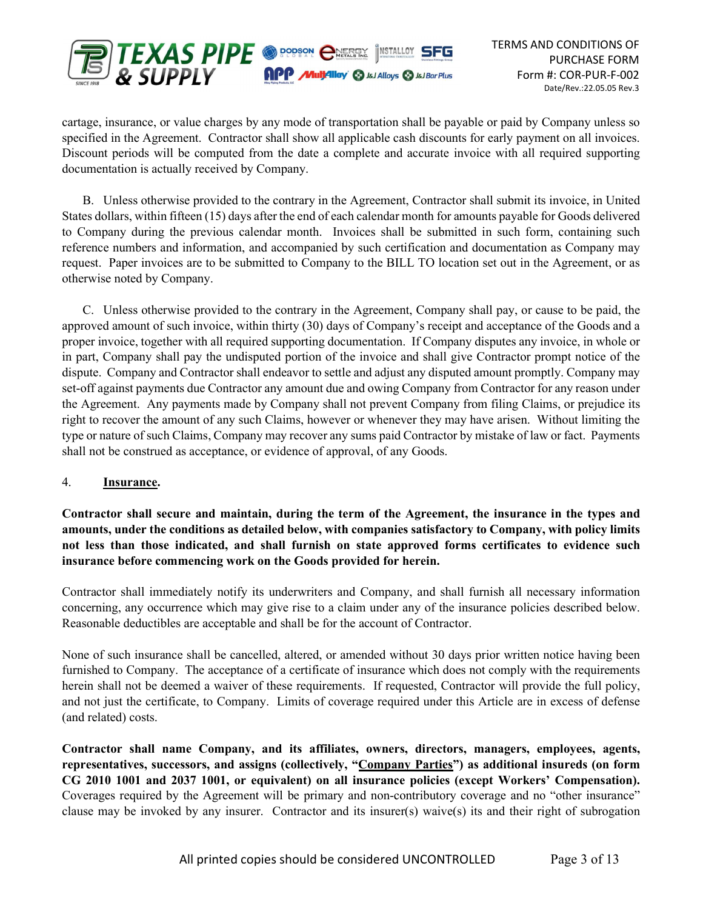cartage, insurance, or value charges by any mode of transportation shall be payable or paid by Company unless so specified in the Agreement. Contractor shall show all applicable cash discounts for early payment on all invoices. Discount periods will be computed from the date a complete and accurate invoice with all required supporting documentation is actually received by Company.

B. Unless otherwise provided to the contrary in the Agreement, Contractor shall submit its invoice, in United States dollars, within fifteen (15) days after the end of each calendar month for amounts payable for Goods delivered to Company during the previous calendar month. Invoices shall be submitted in such form, containing such reference numbers and information, and accompanied by such certification and documentation as Company may request. Paper invoices are to be submitted to Company to the BILL TO location set out in the Agreement, or as otherwise noted by Company.

C. Unless otherwise provided to the contrary in the Agreement, Company shall pay, or cause to be paid, the approved amount of such invoice, within thirty (30) days of Company's receipt and acceptance of the Goods and a proper invoice, together with all required supporting documentation. If Company disputes any invoice, in whole or in part, Company shall pay the undisputed portion of the invoice and shall give Contractor prompt notice of the dispute. Company and Contractor shall endeavor to settle and adjust any disputed amount promptly. Company may set-off against payments due Contractor any amount due and owing Company from Contractor for any reason under the Agreement. Any payments made by Company shall not prevent Company from filing Claims, or prejudice its right to recover the amount of any such Claims, however or whenever they may have arisen. Without limiting the type or nature of such Claims, Company may recover any sums paid Contractor by mistake of law or fact. Payments shall not be construed as acceptance, or evidence of approval, of any Goods.

4. **Insurance.**

**Contractor shall secure and maintain, during the term of the Agreement, the insurance in the types and amounts, under the conditions as detailed below, with companies satisfactory to Company, with policy limits not less than those indicated, and shall furnish on state approved forms certificates to evidence such insurance before commencing work on the Goods provided for herein.**

Contractor shall immediately notify its underwriters and Company, and shall furnish all necessary information concerning, any occurrence which may give rise to a claim under any of the insurance policies described below. Reasonable deductibles are acceptable and shall be for the account of Contractor.

None of such insurance shall be cancelled, altered, or amended without 30 days prior written notice having been furnished to Company. The acceptance of a certificate of insurance which does not comply with the requirements herein shall not be deemed a waiver of these requirements. If requested, Contractor will provide the full policy, and not just the certificate, to Company. Limits of coverage required under this Article are in excess of defense (and related) costs.

**Contractor shall name Company, and its affiliates, owners, directors, managers, employees, agents, representatives, successors, and assigns (collectively, "Company Parties") as additional insureds (on form CG 2010 1001 and 2037 1001, or equivalent) on all insurance policies (except Workers' Compensation).** Coverages required by the Agreement will be primary and non-contributory coverage and no "other insurance" clause may be invoked by any insurer. Contractor and its insurer(s) waive(s) its and their right of subrogation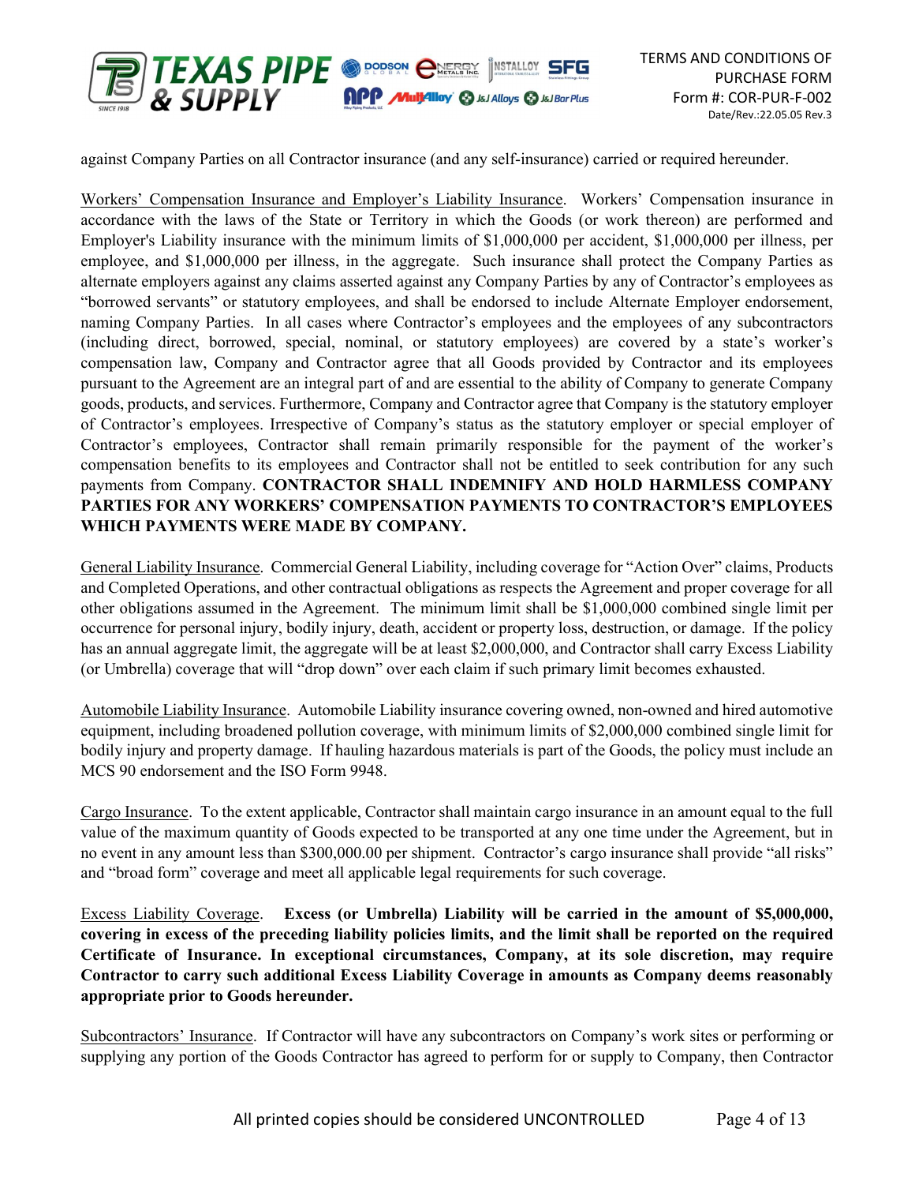against Company Parties on all Contractor insurance (and any self-insurance) carried or required hereunder.

Workers' Compensation Insurance and Employer's Liability Insurance. Workers' Compensation insurance in accordance with the laws of the State or Territory in which the Goods (or work thereon) are performed and Employer's Liability insurance with the minimum limits of $1,000,000 per accident, $1,000,000 per illness, per employee, and $1,000,000 per illness, in the aggregate. Such insurance shall protect the Company Parties as alternate employers against any claims asserted against any Company Parties by any of Contractor's employees as "borrowed servants" or statutory employees, and shall be endorsed to include Alternate Employer endorsement, naming Company Parties. In all cases where Contractor's employees and the employees of any subcontractors (including direct, borrowed, special, nominal, or statutory employees) are covered by a state's worker's compensation law, Company and Contractor agree that all Goods provided by Contractor and its employees pursuant to the Agreement are an integral part of and are essential to the ability of Company to generate Company goods, products, and services. Furthermore, Company and Contractor agree that Company is the statutory employer of Contractor's employees. Irrespective of Company's status as the statutory employer or special employer of Contractor's employees, Contractor shall remain primarily responsible for the payment of the worker's compensation benefits to its employees and Contractor shall not be entitled to seek contribution for any such payments from Company. **CONTRACTOR SHALL INDEMNIFY AND HOLD HARMLESS COMPANY PARTIES FOR ANY WORKERS' COMPENSATION PAYMENTS TO CONTRACTOR'S EMPLOYEES WHICH PAYMENTS WERE MADE BY COMPANY.**

General Liability Insurance. Commercial General Liability, including coverage for "Action Over" claims, Products and Completed Operations, and other contractual obligations as respects the Agreement and proper coverage for all other obligations assumed in the Agreement. The minimum limit shall be $1,000,000 combined single limit per occurrence for personal injury, bodily injury, death, accident or property loss, destruction, or damage. If the policy has an annual aggregate limit, the aggregate will be at least $2,000,000, and Contractor shall carry Excess Liability (or Umbrella) coverage that will "drop down" over each claim if such primary limit becomes exhausted.

Automobile Liability Insurance. Automobile Liability insurance covering owned, non-owned and hired automotive equipment, including broadened pollution coverage, with minimum limits of $2,000,000 combined single limit for bodily injury and property damage. If hauling hazardous materials is part of the Goods, the policy must include an MCS 90 endorsement and the ISO Form 9948.

Cargo Insurance. To the extent applicable, Contractor shall maintain cargo insurance in an amount equal to the full value of the maximum quantity of Goods expected to be transported at any one time under the Agreement, but in no event in any amount less than $300,000.00 per shipment. Contractor's cargo insurance shall provide "all risks" and "broad form" coverage and meet all applicable legal requirements for such coverage.

Excess Liability Coverage. **Excess (or Umbrella) Liability will be carried in the amount of $5,000,000, covering in excess of the preceding liability policies limits, and the limit shall be reported on the required Certificate of Insurance. In exceptional circumstances, Company, at its sole discretion, may require Contractor to carry such additional Excess Liability Coverage in amounts as Company deems reasonably appropriate prior to Goods hereunder.**

Subcontractors' Insurance. If Contractor will have any subcontractors on Company's work sites or performing or supplying any portion of the Goods Contractor has agreed to perform for or supply to Company, then Contractor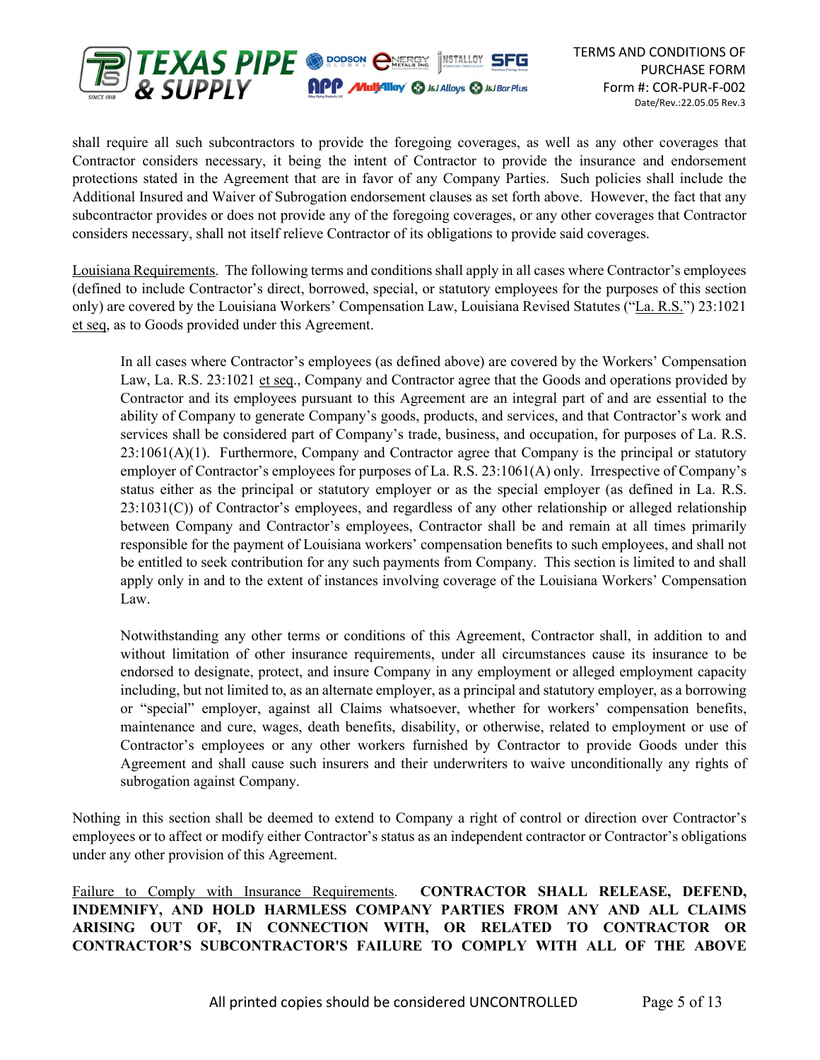shall require all such subcontractors to provide the foregoing coverages, as well as any other coverages that Contractor considers necessary, it being the intent of Contractor to provide the insurance and endorsement protections stated in the Agreement that are in favor of any Company Parties. Such policies shall include the Additional Insured and Waiver of Subrogation endorsement clauses as set forth above. However, the fact that any subcontractor provides or does not provide any of the foregoing coverages, or any other coverages that Contractor considers necessary, shall not itself relieve Contractor of its obligations to provide said coverages.

Louisiana Requirements. The following terms and conditions shall apply in all cases where Contractor's employees (defined to include Contractor's direct, borrowed, special, or statutory employees for the purposes of this section only) are covered by the Louisiana Workers' Compensation Law, Louisiana Revised Statutes ("La. R.S.") 23:1021 et seq, as to Goods provided under this Agreement.

> In all cases where Contractor's employees (as defined above) are covered by the Workers' Compensation Law, La. R.S. 23:1021 et seq., Company and Contractor agree that the Goods and operations provided by Contractor and its employees pursuant to this Agreement are an integral part of and are essential to the ability of Company to generate Company's goods, products, and services, and that Contractor's work and services shall be considered part of Company's trade, business, and occupation, for purposes of La. R.S. 23:1061(A)(1). Furthermore, Company and Contractor agree that Company is the principal or statutory employer of Contractor's employees for purposes of La. R.S. 23:1061(A) only. Irrespective of Company's status either as the principal or statutory employer or as the special employer (as defined in La. R.S. 23:1031(C)) of Contractor's employees, and regardless of any other relationship or alleged relationship between Company and Contractor's employees, Contractor shall be and remain at all times primarily responsible for the payment of Louisiana workers' compensation benefits to such employees, and shall not be entitled to seek contribution for any such payments from Company. This section is limited to and shall apply only in and to the extent of instances involving coverage of the Louisiana Workers' Compensation Law.
>
> Notwithstanding any other terms or conditions of this Agreement, Contractor shall, in addition to and without limitation of other insurance requirements, under all circumstances cause its insurance to be endorsed to designate, protect, and insure Company in any employment or alleged employment capacity including, but not limited to, as an alternate employer, as a principal and statutory employer, as a borrowing or "special" employer, against all Claims whatsoever, whether for workers' compensation benefits, maintenance and cure, wages, death benefits, disability, or otherwise, related to employment or use of Contractor's employees or any other workers furnished by Contractor to provide Goods under this Agreement and shall cause such insurers and their underwriters to waive unconditionally any rights of subrogation against Company.

Nothing in this section shall be deemed to extend to Company a right of control or direction over Contractor's employees or to affect or modify either Contractor's status as an independent contractor or Contractor's obligations under any other provision of this Agreement.

Failure to Comply with Insurance Requirements. **CONTRACTOR SHALL RELEASE, DEFEND, INDEMNIFY, AND HOLD HARMLESS COMPANY PARTIES FROM ANY AND ALL CLAIMS ARISING OUT OF, IN CONNECTION WITH, OR RELATED TO CONTRACTOR OR CONTRACTOR'S SUBCONTRACTOR'S FAILURE TO COMPLY WITH ALL OF THE ABOVE**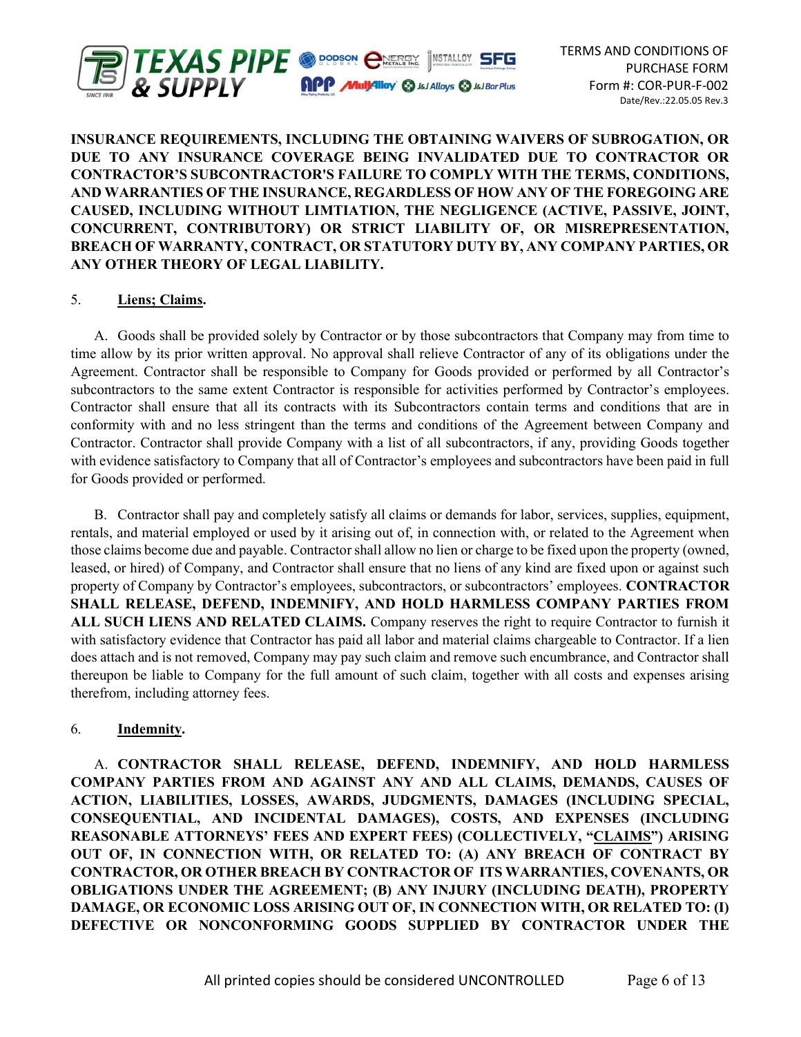**INSURANCE REQUIREMENTS, INCLUDING THE OBTAINING WAIVERS OF SUBROGATION, OR DUE TO ANY INSURANCE COVERAGE BEING INVALIDATED DUE TO CONTRACTOR OR CONTRACTOR'S SUBCONTRACTOR'S FAILURE TO COMPLY WITH THE TERMS, CONDITIONS, AND WARRANTIES OF THE INSURANCE, REGARDLESS OF HOW ANY OF THE FOREGOING ARE CAUSED, INCLUDING WITHOUT LIMTIATION, THE NEGLIGENCE (ACTIVE, PASSIVE, JOINT, CONCURRENT, CONTRIBUTORY) OR STRICT LIABILITY OF, OR MISREPRESENTATION, BREACH OF WARRANTY, CONTRACT, OR STATUTORY DUTY BY, ANY COMPANY PARTIES, OR ANY OTHER THEORY OF LEGAL LIABILITY.**

5. **Liens; Claims.**

A. Goods shall be provided solely by Contractor or by those subcontractors that Company may from time to time allow by its prior written approval. No approval shall relieve Contractor of any of its obligations under the Agreement. Contractor shall be responsible to Company for Goods provided or performed by all Contractor's subcontractors to the same extent Contractor is responsible for activities performed by Contractor's employees. Contractor shall ensure that all its contracts with its Subcontractors contain terms and conditions that are in conformity with and no less stringent than the terms and conditions of the Agreement between Company and Contractor. Contractor shall provide Company with a list of all subcontractors, if any, providing Goods together with evidence satisfactory to Company that all of Contractor's employees and subcontractors have been paid in full for Goods provided or performed.

B. Contractor shall pay and completely satisfy all claims or demands for labor, services, supplies, equipment, rentals, and material employed or used by it arising out of, in connection with, or related to the Agreement when those claims become due and payable. Contractor shall allow no lien or charge to be fixed upon the property (owned, leased, or hired) of Company, and Contractor shall ensure that no liens of any kind are fixed upon or against such property of Company by Contractor's employees, subcontractors, or subcontractors' employees. **CONTRACTOR SHALL RELEASE, DEFEND, INDEMNIFY, AND HOLD HARMLESS COMPANY PARTIES FROM ALL SUCH LIENS AND RELATED CLAIMS.** Company reserves the right to require Contractor to furnish it with satisfactory evidence that Contractor has paid all labor and material claims chargeable to Contractor. If a lien does attach and is not removed, Company may pay such claim and remove such encumbrance, and Contractor shall thereupon be liable to Company for the full amount of such claim, together with all costs and expenses arising therefrom, including attorney fees.

6. **Indemnity.**

A. **CONTRACTOR SHALL RELEASE, DEFEND, INDEMNIFY, AND HOLD HARMLESS COMPANY PARTIES FROM AND AGAINST ANY AND ALL CLAIMS, DEMANDS, CAUSES OF ACTION, LIABILITIES, LOSSES, AWARDS, JUDGMENTS, DAMAGES (INCLUDING SPECIAL, CONSEQUENTIAL, AND INCIDENTAL DAMAGES), COSTS, AND EXPENSES (INCLUDING REASONABLE ATTORNEYS' FEES AND EXPERT FEES) (COLLECTIVELY, "CLAIMS") ARISING OUT OF, IN CONNECTION WITH, OR RELATED TO: (A) ANY BREACH OF CONTRACT BY CONTRACTOR, OR OTHER BREACH BY CONTRACTOR OF ITS WARRANTIES, COVENANTS, OR OBLIGATIONS UNDER THE AGREEMENT; (B) ANY INJURY (INCLUDING DEATH), PROPERTY DAMAGE, OR ECONOMIC LOSS ARISING OUT OF, IN CONNECTION WITH, OR RELATED TO: (I) DEFECTIVE OR NONCONFORMING GOODS SUPPLIED BY CONTRACTOR UNDER THE**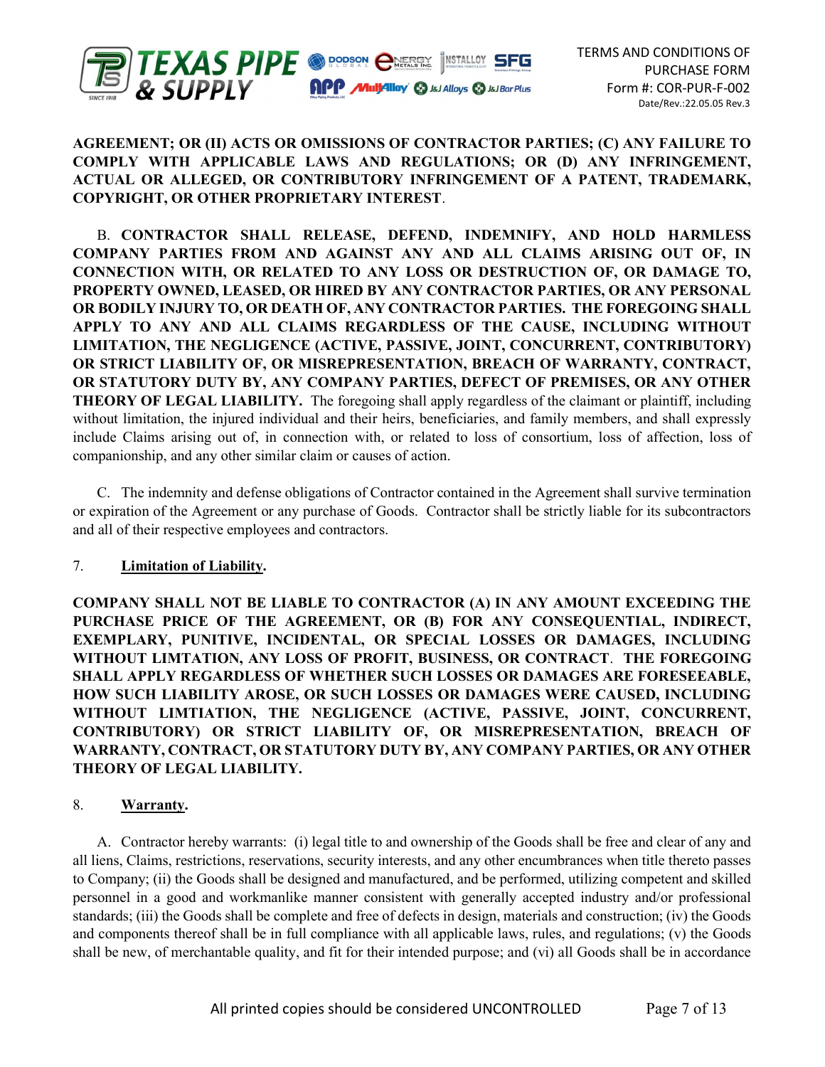**AGREEMENT; OR (II) ACTS OR OMISSIONS OF CONTRACTOR PARTIES; (C) ANY FAILURE TO COMPLY WITH APPLICABLE LAWS AND REGULATIONS; OR (D) ANY INFRINGEMENT, ACTUAL OR ALLEGED, OR CONTRIBUTORY INFRINGEMENT OF A PATENT, TRADEMARK, COPYRIGHT, OR OTHER PROPRIETARY INTEREST**.

B. **CONTRACTOR SHALL RELEASE, DEFEND, INDEMNIFY, AND HOLD HARMLESS COMPANY PARTIES FROM AND AGAINST ANY AND ALL CLAIMS ARISING OUT OF, IN CONNECTION WITH, OR RELATED TO ANY LOSS OR DESTRUCTION OF, OR DAMAGE TO, PROPERTY OWNED, LEASED, OR HIRED BY ANY CONTRACTOR PARTIES, OR ANY PERSONAL OR BODILY INJURY TO, OR DEATH OF, ANY CONTRACTOR PARTIES. THE FOREGOING SHALL APPLY TO ANY AND ALL CLAIMS REGARDLESS OF THE CAUSE, INCLUDING WITHOUT LIMITATION, THE NEGLIGENCE (ACTIVE, PASSIVE, JOINT, CONCURRENT, CONTRIBUTORY) OR STRICT LIABILITY OF, OR MISREPRESENTATION, BREACH OF WARRANTY, CONTRACT, OR STATUTORY DUTY BY, ANY COMPANY PARTIES, DEFECT OF PREMISES, OR ANY OTHER THEORY OF LEGAL LIABILITY.** The foregoing shall apply regardless of the claimant or plaintiff, including without limitation, the injured individual and their heirs, beneficiaries, and family members, and shall expressly include Claims arising out of, in connection with, or related to loss of consortium, loss of affection, loss of companionship, and any other similar claim or causes of action.

C. The indemnity and defense obligations of Contractor contained in the Agreement shall survive termination or expiration of the Agreement or any purchase of Goods. Contractor shall be strictly liable for its subcontractors and all of their respective employees and contractors.

7. **Limitation of Liability.**

**COMPANY SHALL NOT BE LIABLE TO CONTRACTOR (A) IN ANY AMOUNT EXCEEDING THE PURCHASE PRICE OF THE AGREEMENT, OR (B) FOR ANY CONSEQUENTIAL, INDIRECT, EXEMPLARY, PUNITIVE, INCIDENTAL, OR SPECIAL LOSSES OR DAMAGES, INCLUDING WITHOUT LIMTATION, ANY LOSS OF PROFIT, BUSINESS, OR CONTRACT**. **THE FOREGOING SHALL APPLY REGARDLESS OF WHETHER SUCH LOSSES OR DAMAGES ARE FORESEEABLE, HOW SUCH LIABILITY AROSE, OR SUCH LOSSES OR DAMAGES WERE CAUSED, INCLUDING WITHOUT LIMTIATION, THE NEGLIGENCE (ACTIVE, PASSIVE, JOINT, CONCURRENT, CONTRIBUTORY) OR STRICT LIABILITY OF, OR MISREPRESENTATION, BREACH OF WARRANTY, CONTRACT, OR STATUTORY DUTY BY, ANY COMPANY PARTIES, OR ANY OTHER THEORY OF LEGAL LIABILITY.**

8. **Warranty.**

A. Contractor hereby warrants: (i) legal title to and ownership of the Goods shall be free and clear of any and all liens, Claims, restrictions, reservations, security interests, and any other encumbrances when title thereto passes to Company; (ii) the Goods shall be designed and manufactured, and be performed, utilizing competent and skilled personnel in a good and workmanlike manner consistent with generally accepted industry and/or professional standards; (iii) the Goods shall be complete and free of defects in design, materials and construction; (iv) the Goods and components thereof shall be in full compliance with all applicable laws, rules, and regulations; (v) the Goods shall be new, of merchantable quality, and fit for their intended purpose; and (vi) all Goods shall be in accordance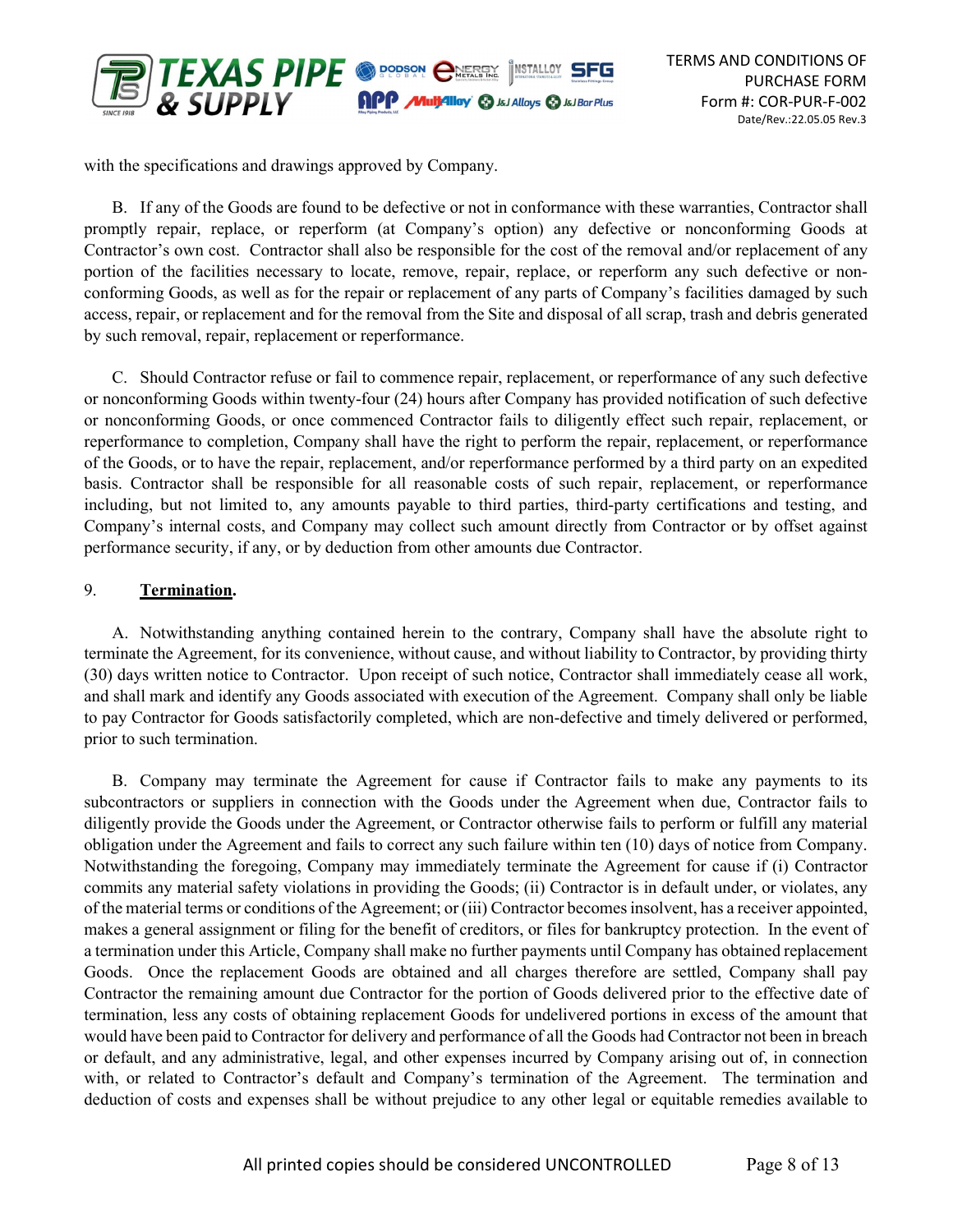with the specifications and drawings approved by Company.

B. If any of the Goods are found to be defective or not in conformance with these warranties, Contractor shall promptly repair, replace, or reperform (at Company's option) any defective or nonconforming Goods at Contractor's own cost. Contractor shall also be responsible for the cost of the removal and/or replacement of any portion of the facilities necessary to locate, remove, repair, replace, or reperform any such defective or non-conforming Goods, as well as for the repair or replacement of any parts of Company's facilities damaged by such access, repair, or replacement and for the removal from the Site and disposal of all scrap, trash and debris generated by such removal, repair, replacement or reperformance.

C. Should Contractor refuse or fail to commence repair, replacement, or reperformance of any such defective or nonconforming Goods within twenty-four (24) hours after Company has provided notification of such defective or nonconforming Goods, or once commenced Contractor fails to diligently effect such repair, replacement, or reperformance to completion, Company shall have the right to perform the repair, replacement, or reperformance of the Goods, or to have the repair, replacement, and/or reperformance performed by a third party on an expedited basis. Contractor shall be responsible for all reasonable costs of such repair, replacement, or reperformance including, but not limited to, any amounts payable to third parties, third-party certifications and testing, and Company's internal costs, and Company may collect such amount directly from Contractor or by offset against performance security, if any, or by deduction from other amounts due Contractor.

## 9. **Termination.**

A. Notwithstanding anything contained herein to the contrary, Company shall have the absolute right to terminate the Agreement, for its convenience, without cause, and without liability to Contractor, by providing thirty (30) days written notice to Contractor. Upon receipt of such notice, Contractor shall immediately cease all work, and shall mark and identify any Goods associated with execution of the Agreement. Company shall only be liable to pay Contractor for Goods satisfactorily completed, which are non-defective and timely delivered or performed, prior to such termination.

B. Company may terminate the Agreement for cause if Contractor fails to make any payments to its subcontractors or suppliers in connection with the Goods under the Agreement when due, Contractor fails to diligently provide the Goods under the Agreement, or Contractor otherwise fails to perform or fulfill any material obligation under the Agreement and fails to correct any such failure within ten (10) days of notice from Company. Notwithstanding the foregoing, Company may immediately terminate the Agreement for cause if (i) Contractor commits any material safety violations in providing the Goods; (ii) Contractor is in default under, or violates, any of the material terms or conditions of the Agreement; or (iii) Contractor becomes insolvent, has a receiver appointed, makes a general assignment or filing for the benefit of creditors, or files for bankruptcy protection. In the event of a termination under this Article, Company shall make no further payments until Company has obtained replacement Goods. Once the replacement Goods are obtained and all charges therefore are settled, Company shall pay Contractor the remaining amount due Contractor for the portion of Goods delivered prior to the effective date of termination, less any costs of obtaining replacement Goods for undelivered portions in excess of the amount that would have been paid to Contractor for delivery and performance of all the Goods had Contractor not been in breach or default, and any administrative, legal, and other expenses incurred by Company arising out of, in connection with, or related to Contractor's default and Company's termination of the Agreement. The termination and deduction of costs and expenses shall be without prejudice to any other legal or equitable remedies available to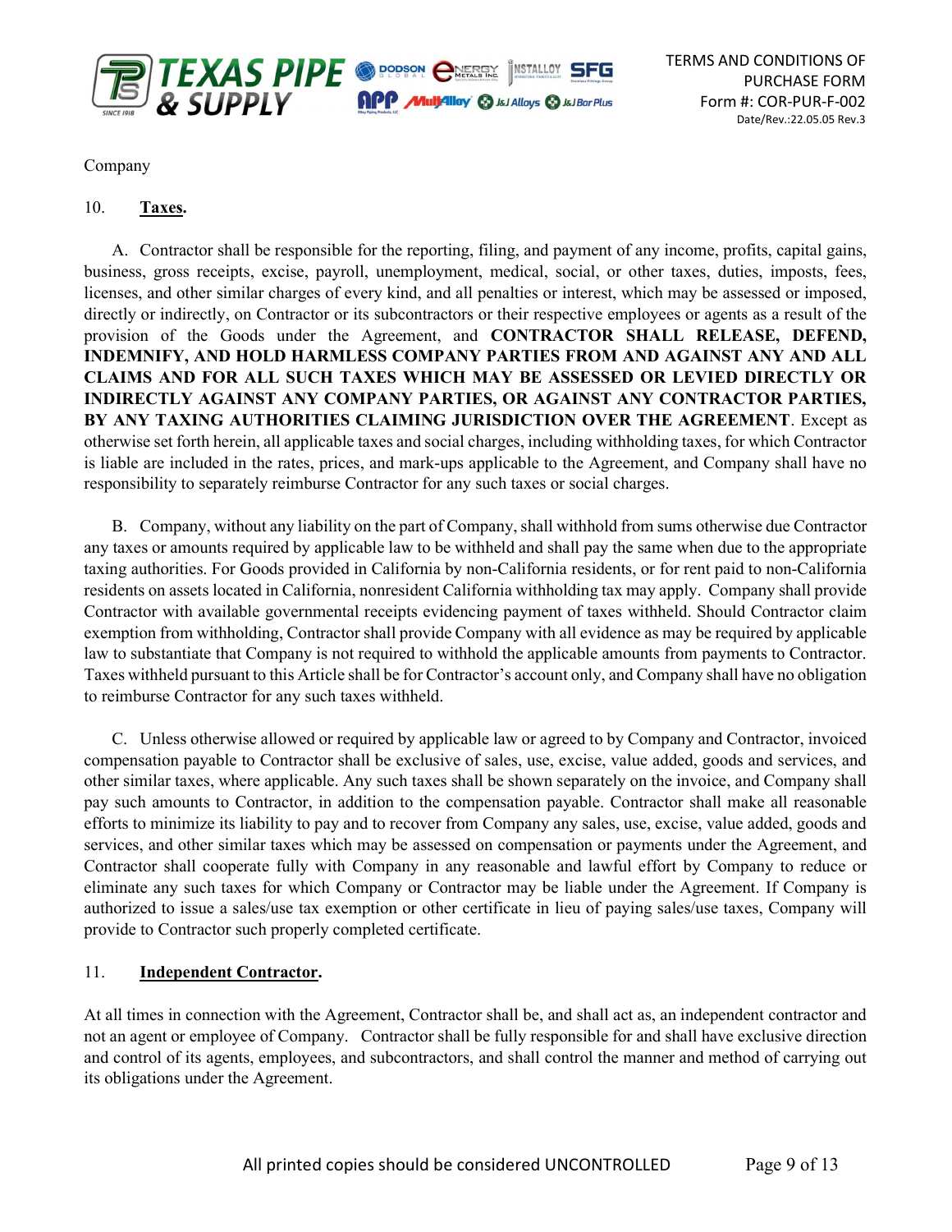Company

10. **Taxes.**

A. Contractor shall be responsible for the reporting, filing, and payment of any income, profits, capital gains, business, gross receipts, excise, payroll, unemployment, medical, social, or other taxes, duties, imposts, fees, licenses, and other similar charges of every kind, and all penalties or interest, which may be assessed or imposed, directly or indirectly, on Contractor or its subcontractors or their respective employees or agents as a result of the provision of the Goods under the Agreement, and **CONTRACTOR SHALL RELEASE, DEFEND, INDEMNIFY, AND HOLD HARMLESS COMPANY PARTIES FROM AND AGAINST ANY AND ALL CLAIMS AND FOR ALL SUCH TAXES WHICH MAY BE ASSESSED OR LEVIED DIRECTLY OR INDIRECTLY AGAINST ANY COMPANY PARTIES, OR AGAINST ANY CONTRACTOR PARTIES, BY ANY TAXING AUTHORITIES CLAIMING JURISDICTION OVER THE AGREEMENT**. Except as otherwise set forth herein, all applicable taxes and social charges, including withholding taxes, for which Contractor is liable are included in the rates, prices, and mark-ups applicable to the Agreement, and Company shall have no responsibility to separately reimburse Contractor for any such taxes or social charges.

B. Company, without any liability on the part of Company, shall withhold from sums otherwise due Contractor any taxes or amounts required by applicable law to be withheld and shall pay the same when due to the appropriate taxing authorities. For Goods provided in California by non-California residents, or for rent paid to non-California residents on assets located in California, nonresident California withholding tax may apply. Company shall provide Contractor with available governmental receipts evidencing payment of taxes withheld. Should Contractor claim exemption from withholding, Contractor shall provide Company with all evidence as may be required by applicable law to substantiate that Company is not required to withhold the applicable amounts from payments to Contractor. Taxes withheld pursuant to this Article shall be for Contractor's account only, and Company shall have no obligation to reimburse Contractor for any such taxes withheld.

C. Unless otherwise allowed or required by applicable law or agreed to by Company and Contractor, invoiced compensation payable to Contractor shall be exclusive of sales, use, excise, value added, goods and services, and other similar taxes, where applicable. Any such taxes shall be shown separately on the invoice, and Company shall pay such amounts to Contractor, in addition to the compensation payable. Contractor shall make all reasonable efforts to minimize its liability to pay and to recover from Company any sales, use, excise, value added, goods and services, and other similar taxes which may be assessed on compensation or payments under the Agreement, and Contractor shall cooperate fully with Company in any reasonable and lawful effort by Company to reduce or eliminate any such taxes for which Company or Contractor may be liable under the Agreement. If Company is authorized to issue a sales/use tax exemption or other certificate in lieu of paying sales/use taxes, Company will provide to Contractor such properly completed certificate.

11. **Independent Contractor.**

At all times in connection with the Agreement, Contractor shall be, and shall act as, an independent contractor and not an agent or employee of Company. Contractor shall be fully responsible for and shall have exclusive direction and control of its agents, employees, and subcontractors, and shall control the manner and method of carrying out its obligations under the Agreement.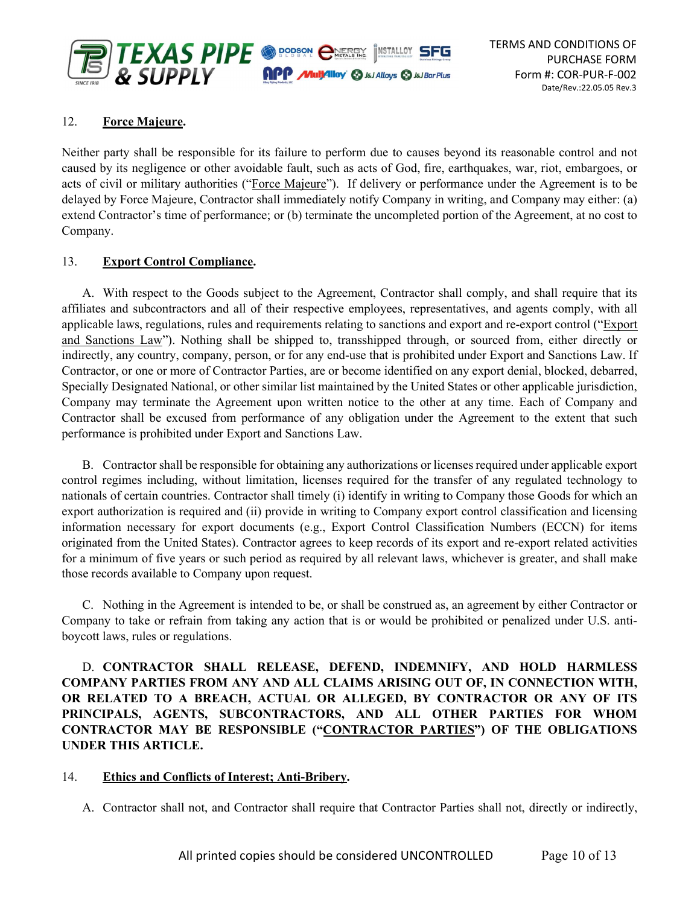## 12. **Force Majeure.**

Neither party shall be responsible for its failure to perform due to causes beyond its reasonable control and not caused by its negligence or other avoidable fault, such as acts of God, fire, earthquakes, war, riot, embargoes, or acts of civil or military authorities ("Force Majeure"). If delivery or performance under the Agreement is to be delayed by Force Majeure, Contractor shall immediately notify Company in writing, and Company may either: (a) extend Contractor's time of performance; or (b) terminate the uncompleted portion of the Agreement, at no cost to Company.

## 13. **Export Control Compliance.**

A. With respect to the Goods subject to the Agreement, Contractor shall comply, and shall require that its affiliates and subcontractors and all of their respective employees, representatives, and agents comply, with all applicable laws, regulations, rules and requirements relating to sanctions and export and re-export control ("Export and Sanctions Law"). Nothing shall be shipped to, transshipped through, or sourced from, either directly or indirectly, any country, company, person, or for any end-use that is prohibited under Export and Sanctions Law. If Contractor, or one or more of Contractor Parties, are or become identified on any export denial, blocked, debarred, Specially Designated National, or other similar list maintained by the United States or other applicable jurisdiction, Company may terminate the Agreement upon written notice to the other at any time. Each of Company and Contractor shall be excused from performance of any obligation under the Agreement to the extent that such performance is prohibited under Export and Sanctions Law.

B. Contractor shall be responsible for obtaining any authorizations or licenses required under applicable export control regimes including, without limitation, licenses required for the transfer of any regulated technology to nationals of certain countries. Contractor shall timely (i) identify in writing to Company those Goods for which an export authorization is required and (ii) provide in writing to Company export control classification and licensing information necessary for export documents (e.g., Export Control Classification Numbers (ECCN) for items originated from the United States). Contractor agrees to keep records of its export and re-export related activities for a minimum of five years or such period as required by all relevant laws, whichever is greater, and shall make those records available to Company upon request.

C. Nothing in the Agreement is intended to be, or shall be construed as, an agreement by either Contractor or Company to take or refrain from taking any action that is or would be prohibited or penalized under U.S. anti-boycott laws, rules or regulations.

D. **CONTRACTOR SHALL RELEASE, DEFEND, INDEMNIFY, AND HOLD HARMLESS COMPANY PARTIES FROM ANY AND ALL CLAIMS ARISING OUT OF, IN CONNECTION WITH, OR RELATED TO A BREACH, ACTUAL OR ALLEGED, BY CONTRACTOR OR ANY OF ITS PRINCIPALS, AGENTS, SUBCONTRACTORS, AND ALL OTHER PARTIES FOR WHOM CONTRACTOR MAY BE RESPONSIBLE ("CONTRACTOR PARTIES") OF THE OBLIGATIONS UNDER THIS ARTICLE.**

## 14. **Ethics and Conflicts of Interest; Anti-Bribery.**

A. Contractor shall not, and Contractor shall require that Contractor Parties shall not, directly or indirectly,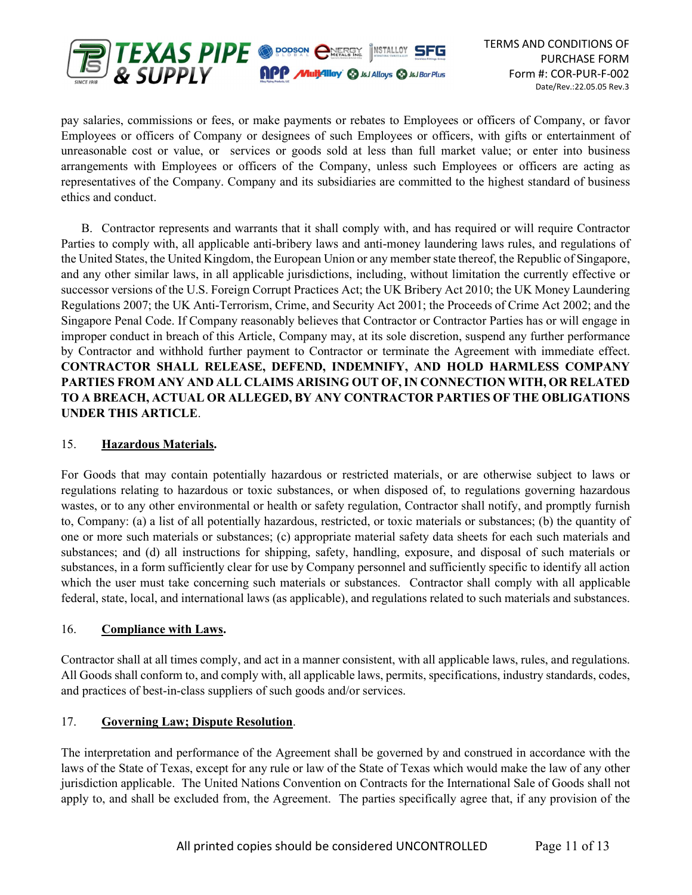pay salaries, commissions or fees, or make payments or rebates to Employees or officers of Company, or favor Employees or officers of Company or designees of such Employees or officers, with gifts or entertainment of unreasonable cost or value, or services or goods sold at less than full market value; or enter into business arrangements with Employees or officers of the Company, unless such Employees or officers are acting as representatives of the Company. Company and its subsidiaries are committed to the highest standard of business ethics and conduct.

B. Contractor represents and warrants that it shall comply with, and has required or will require Contractor Parties to comply with, all applicable anti-bribery laws and anti-money laundering laws rules, and regulations of the United States, the United Kingdom, the European Union or any member state thereof, the Republic of Singapore, and any other similar laws, in all applicable jurisdictions, including, without limitation the currently effective or successor versions of the U.S. Foreign Corrupt Practices Act; the UK Bribery Act 2010; the UK Money Laundering Regulations 2007; the UK Anti-Terrorism, Crime, and Security Act 2001; the Proceeds of Crime Act 2002; and the Singapore Penal Code. If Company reasonably believes that Contractor or Contractor Parties has or will engage in improper conduct in breach of this Article, Company may, at its sole discretion, suspend any further performance by Contractor and withhold further payment to Contractor or terminate the Agreement with immediate effect. **CONTRACTOR SHALL RELEASE, DEFEND, INDEMNIFY, AND HOLD HARMLESS COMPANY PARTIES FROM ANY AND ALL CLAIMS ARISING OUT OF, IN CONNECTION WITH, OR RELATED TO A BREACH, ACTUAL OR ALLEGED, BY ANY CONTRACTOR PARTIES OF THE OBLIGATIONS UNDER THIS ARTICLE**.

15. **Hazardous Materials.**

For Goods that may contain potentially hazardous or restricted materials, or are otherwise subject to laws or regulations relating to hazardous or toxic substances, or when disposed of, to regulations governing hazardous wastes, or to any other environmental or health or safety regulation, Contractor shall notify, and promptly furnish to, Company: (a) a list of all potentially hazardous, restricted, or toxic materials or substances; (b) the quantity of one or more such materials or substances; (c) appropriate material safety data sheets for each such materials and substances; and (d) all instructions for shipping, safety, handling, exposure, and disposal of such materials or substances, in a form sufficiently clear for use by Company personnel and sufficiently specific to identify all action which the user must take concerning such materials or substances. Contractor shall comply with all applicable federal, state, local, and international laws (as applicable), and regulations related to such materials and substances.

16. **Compliance with Laws.**

Contractor shall at all times comply, and act in a manner consistent, with all applicable laws, rules, and regulations. All Goods shall conform to, and comply with, all applicable laws, permits, specifications, industry standards, codes, and practices of best-in-class suppliers of such goods and/or services.

17. **Governing Law; Dispute Resolution**.

The interpretation and performance of the Agreement shall be governed by and construed in accordance with the laws of the State of Texas, except for any rule or law of the State of Texas which would make the law of any other jurisdiction applicable. The United Nations Convention on Contracts for the International Sale of Goods shall not apply to, and shall be excluded from, the Agreement. The parties specifically agree that, if any provision of the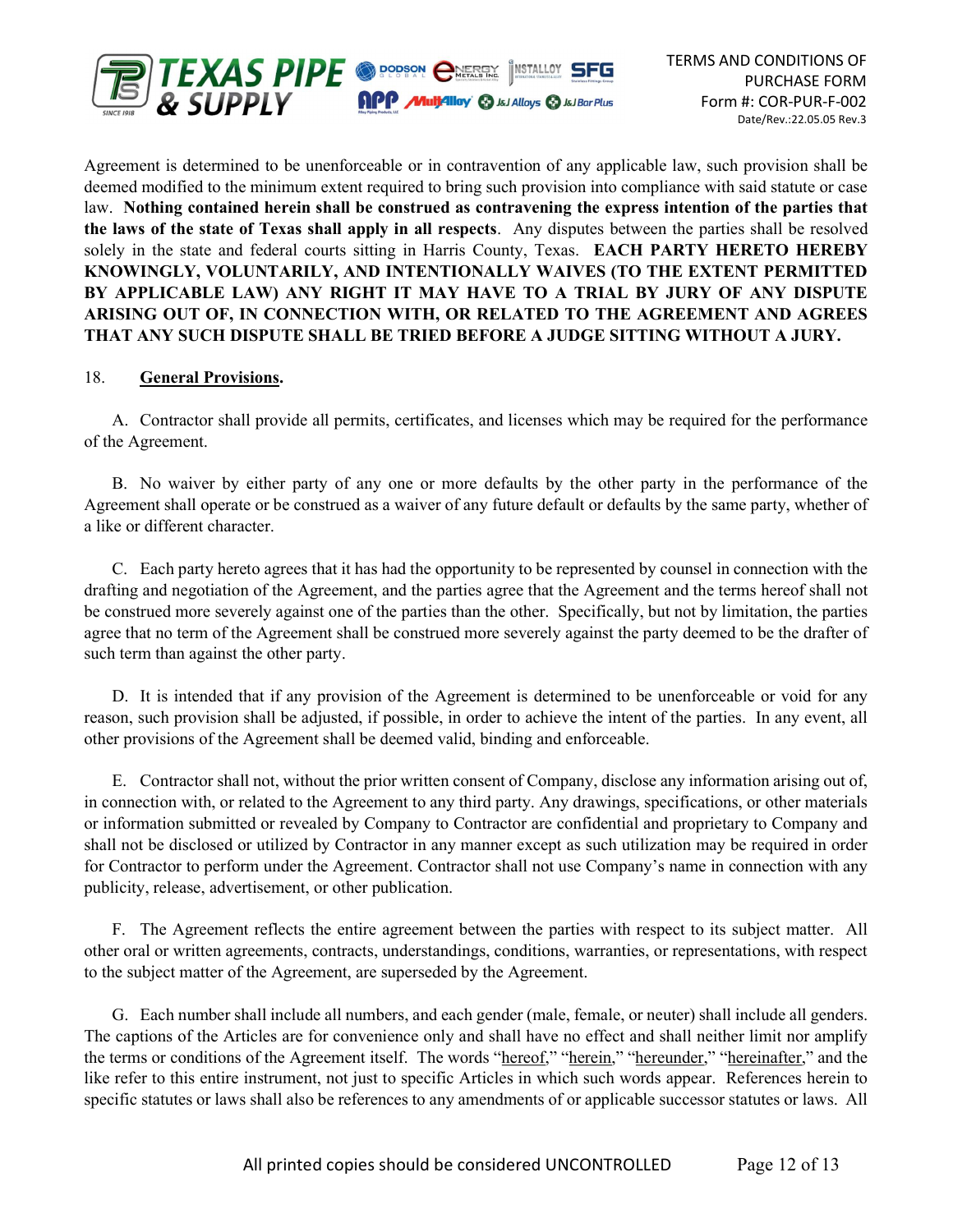Agreement is determined to be unenforceable or in contravention of any applicable law, such provision shall be deemed modified to the minimum extent required to bring such provision into compliance with said statute or case law. **Nothing contained herein shall be construed as contravening the express intention of the parties that the laws of the state of Texas shall apply in all respects**. Any disputes between the parties shall be resolved solely in the state and federal courts sitting in Harris County, Texas. **EACH PARTY HERETO HEREBY KNOWINGLY, VOLUNTARILY, AND INTENTIONALLY WAIVES (TO THE EXTENT PERMITTED BY APPLICABLE LAW) ANY RIGHT IT MAY HAVE TO A TRIAL BY JURY OF ANY DISPUTE ARISING OUT OF, IN CONNECTION WITH, OR RELATED TO THE AGREEMENT AND AGREES THAT ANY SUCH DISPUTE SHALL BE TRIED BEFORE A JUDGE SITTING WITHOUT A JURY.**

18. **General Provisions.**

A. Contractor shall provide all permits, certificates, and licenses which may be required for the performance of the Agreement.

B. No waiver by either party of any one or more defaults by the other party in the performance of the Agreement shall operate or be construed as a waiver of any future default or defaults by the same party, whether of a like or different character.

C. Each party hereto agrees that it has had the opportunity to be represented by counsel in connection with the drafting and negotiation of the Agreement, and the parties agree that the Agreement and the terms hereof shall not be construed more severely against one of the parties than the other. Specifically, but not by limitation, the parties agree that no term of the Agreement shall be construed more severely against the party deemed to be the drafter of such term than against the other party.

D. It is intended that if any provision of the Agreement is determined to be unenforceable or void for any reason, such provision shall be adjusted, if possible, in order to achieve the intent of the parties. In any event, all other provisions of the Agreement shall be deemed valid, binding and enforceable.

E. Contractor shall not, without the prior written consent of Company, disclose any information arising out of, in connection with, or related to the Agreement to any third party. Any drawings, specifications, or other materials or information submitted or revealed by Company to Contractor are confidential and proprietary to Company and shall not be disclosed or utilized by Contractor in any manner except as such utilization may be required in order for Contractor to perform under the Agreement. Contractor shall not use Company's name in connection with any publicity, release, advertisement, or other publication.

F. The Agreement reflects the entire agreement between the parties with respect to its subject matter. All other oral or written agreements, contracts, understandings, conditions, warranties, or representations, with respect to the subject matter of the Agreement, are superseded by the Agreement.

G. Each number shall include all numbers, and each gender (male, female, or neuter) shall include all genders. The captions of the Articles are for convenience only and shall have no effect and shall neither limit nor amplify the terms or conditions of the Agreement itself. The words "hereof," "herein," "hereunder," "hereinafter," and the like refer to this entire instrument, not just to specific Articles in which such words appear. References herein to specific statutes or laws shall also be references to any amendments of or applicable successor statutes or laws. All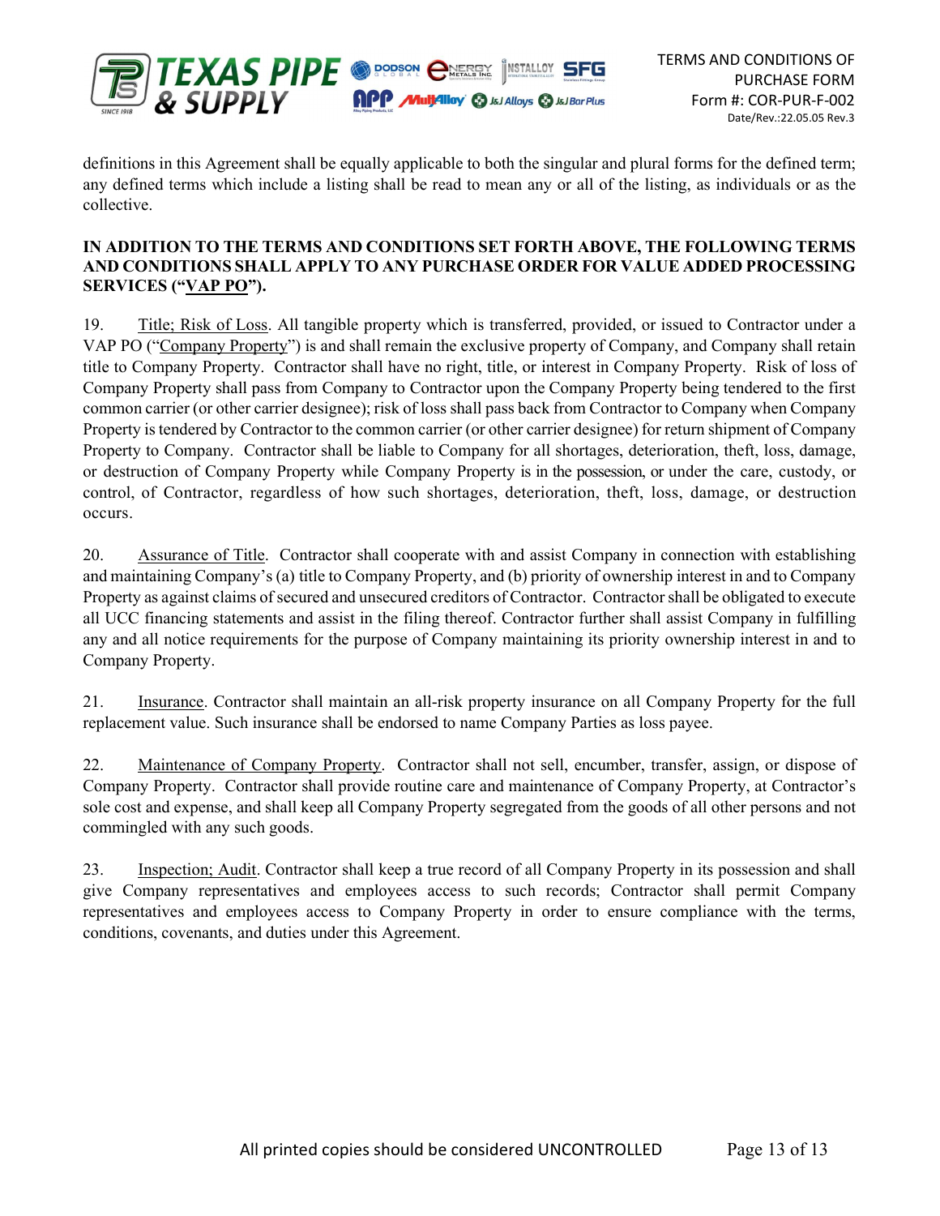definitions in this Agreement shall be equally applicable to both the singular and plural forms for the defined term; any defined terms which include a listing shall be read to mean any or all of the listing, as individuals or as the collective.

**IN ADDITION TO THE TERMS AND CONDITIONS SET FORTH ABOVE, THE FOLLOWING TERMS AND CONDITIONS SHALL APPLY TO ANY PURCHASE ORDER FOR VALUE ADDED PROCESSING SERVICES ("VAP PO").**

19. Title; Risk of Loss. All tangible property which is transferred, provided, or issued to Contractor under a VAP PO ("Company Property") is and shall remain the exclusive property of Company, and Company shall retain title to Company Property. Contractor shall have no right, title, or interest in Company Property. Risk of loss of Company Property shall pass from Company to Contractor upon the Company Property being tendered to the first common carrier (or other carrier designee); risk of loss shall pass back from Contractor to Company when Company Property is tendered by Contractor to the common carrier (or other carrier designee) for return shipment of Company Property to Company. Contractor shall be liable to Company for all shortages, deterioration, theft, loss, damage, or destruction of Company Property while Company Property is in the possession, or under the care, custody, or control, of Contractor, regardless of how such shortages, deterioration, theft, loss, damage, or destruction occurs.

20. Assurance of Title. Contractor shall cooperate with and assist Company in connection with establishing and maintaining Company's (a) title to Company Property, and (b) priority of ownership interest in and to Company Property as against claims of secured and unsecured creditors of Contractor. Contractor shall be obligated to execute all UCC financing statements and assist in the filing thereof. Contractor further shall assist Company in fulfilling any and all notice requirements for the purpose of Company maintaining its priority ownership interest in and to Company Property.

21. Insurance. Contractor shall maintain an all-risk property insurance on all Company Property for the full replacement value. Such insurance shall be endorsed to name Company Parties as loss payee.

22. Maintenance of Company Property. Contractor shall not sell, encumber, transfer, assign, or dispose of Company Property. Contractor shall provide routine care and maintenance of Company Property, at Contractor's sole cost and expense, and shall keep all Company Property segregated from the goods of all other persons and not commingled with any such goods.

23. Inspection; Audit. Contractor shall keep a true record of all Company Property in its possession and shall give Company representatives and employees access to such records; Contractor shall permit Company representatives and employees access to Company Property in order to ensure compliance with the terms, conditions, covenants, and duties under this Agreement.